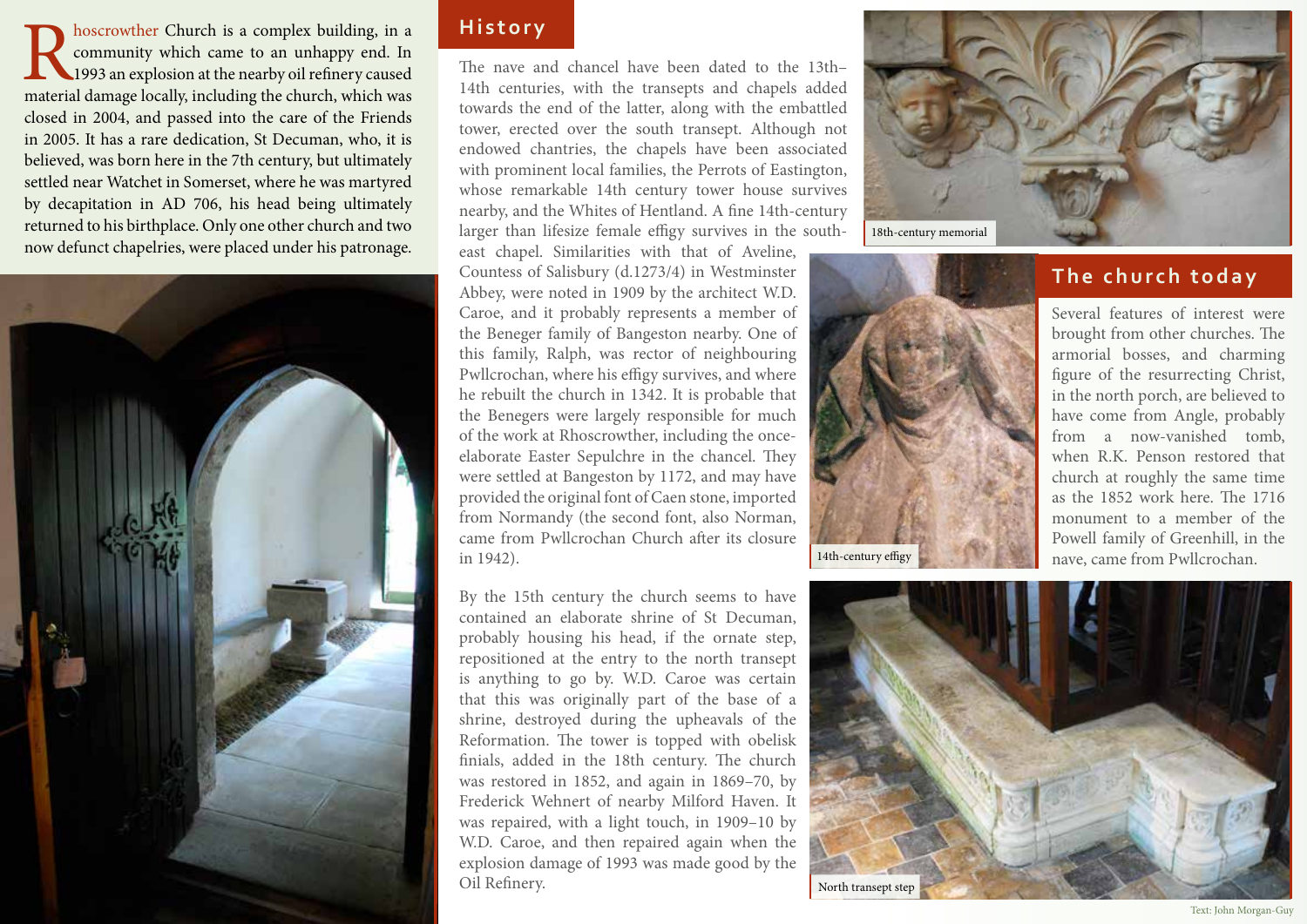Rhoscrowther Church is a complex building, in a community which came to an unhappy end. In 1993 an explosion at the nearby oil refinery caused material damage locally, including the church, which was closed in 2004, and passed into the care of the Friends in 2005. It has a rare dedication, St Decuman, who, it is believed, was born here in the 7th century, but ultimately settled near Watchet in Somerset, where he was martyred by decapitation in AD 706, his head being ultimately returned to his birthplace. Only one other church and two now defunct chapelries, were placed under his patronage.

## History

The nave and chancel have been dated to the 13th–14th centuries, with the transepts and chapels added towards the end of the latter, along with the embattled tower, erected over the south transept. Although not endowed chantries, the chapels have been associated with prominent local families, the Perrots of Eastington, whose remarkable 14th century tower house survives nearby, and the Whites of Hentland. A fine 14th-century larger than lifesize female effigy survives in the south-east chapel. Similarities with that of Aveline, Countess of Salisbury (d.1273/4) in Westminster Abbey, were noted in 1909 by the architect W.D. Caroe, and it probably represents a member of the Beneger family of Bangeston nearby. One of this family, Ralph, was rector of neighbouring Pwllcrochan, where his effigy survives, and where he rebuilt the church in 1342. It is probable that the Benegers were largely responsible for much of the work at Rhoscrowther, including the once-elaborate Easter Sepulchre in the chancel. They were settled at Bangeston by 1172, and may have provided the original font of Caen stone, imported from Normandy (the second font, also Norman, came from Pwllcrochan Church after its closure in 1942).

By the 15th century the church seems to have contained an elaborate shrine of St Decuman, probably housing his head, if the ornate step, repositioned at the entry to the north transept is anything to go by. W.D. Caroe was certain that this was originally part of the base of a shrine, destroyed during the upheavals of the Reformation. The tower is topped with obelisk finials, added in the 18th century. The church was restored in 1852, and again in 1869–70, by Frederick Wehnert of nearby Milford Haven. It was repaired, with a light touch, in 1909–10 by W.D. Caroe, and then repaired again when the explosion damage of 1993 was made good by the Oil Refinery.

18th-century memorial

14th-century effigy

## The church today

Several features of interest were brought from other churches. The armorial bosses, and charming figure of the resurrecting Christ, in the north porch, are believed to have come from Angle, probably from a now-vanished tomb, when R.K. Penson restored that church at roughly the same time as the 1852 work here. The 1716 monument to a member of the Powell family of Greenhill, in the nave, came from Pwllcrochan.

North transept step

Text: John Morgan-Guy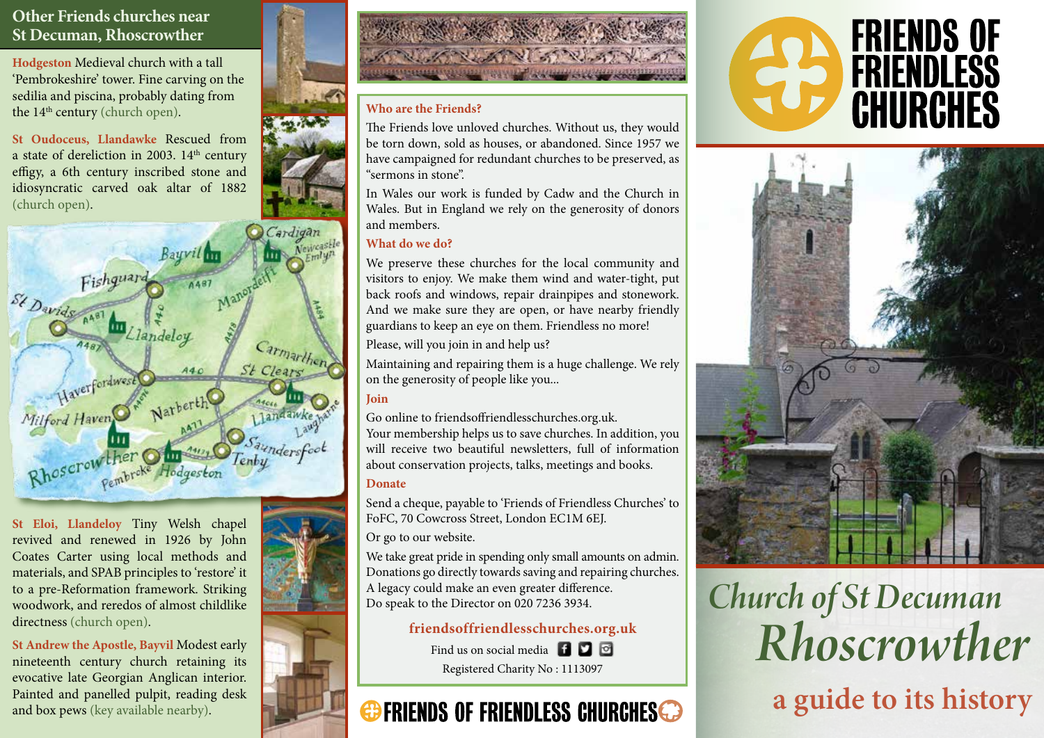## Other Friends churches near St Decuman, Rhoscrowther

**Hodgeston** Medieval church with a tall 'Pembrokeshire' tower. Fine carving on the sedilia and piscina, probably dating from the 14th century (church open).

**St Oudoceus, Llandawke** Rescued from a state of dereliction in 2003. 14th century effigy, a 6th century inscribed stone and idiosyncratic carved oak altar of 1882 (church open).

Cardigan
Newcastle Emlyn
Bayvil
Fishguard
A487
St Davids
A487
A40
Llandeloy
A487
Manordeifi
A478
A484
Carmarthen
A40
St Clears
Haverfordwest
A4076
Narberth
A4066
Llandawke
Laugharne
Milford Haven
A477
A4139
Saundersfoot
Tenby
Rhoscrowther
Pembroke
Hodgeston

**St Eloi, Llandeloy** Tiny Welsh chapel revived and renewed in 1926 by John Coates Carter using local methods and materials, and SPAB principles to 'restore' it to a pre-Reformation framework. Striking woodwork, and reredos of almost childlike directness (church open).

**St Andrew the Apostle, Bayvil** Modest early nineteenth century church retaining its evocative late Georgian Anglican interior. Painted and panelled pulpit, reading desk and box pews (key available nearby).

### Who are the Friends?

The Friends love unloved churches. Without us, they would be torn down, sold as houses, or abandoned. Since 1957 we have campaigned for redundant churches to be preserved, as "sermons in stone".

In Wales our work is funded by Cadw and the Church in Wales. But in England we rely on the generosity of donors and members.

### What do we do?

We preserve these churches for the local community and visitors to enjoy. We make them wind and water-tight, put back roofs and windows, repair drainpipes and stonework. And we make sure they are open, or have nearby friendly guardians to keep an eye on them. Friendless no more!

Please, will you join in and help us?

Maintaining and repairing them is a huge challenge. We rely on the generosity of people like you...

### Join

Go online to friendsoffriendlesschurches.org.uk.
Your membership helps us to save churches. In addition, you will receive two beautiful newsletters, full of information about conservation projects, talks, meetings and books.

### Donate

Send a cheque, payable to 'Friends of Friendless Churches' to FoFC, 70 Cowcross Street, London EC1M 6EJ.

Or go to our website.

We take great pride in spending only small amounts on admin. Donations go directly towards saving and repairing churches. A legacy could make an even greater difference.
Do speak to the Director on 020 7236 3934.

**friendsoffriendlesschurches.org.uk**

Find us on social media

Registered Charity No : 1113097

FRIENDS OF FRIENDLESS CHURCHES

# FRIENDS OF FRIENDLESS CHURCHES

# *Church of St Decuman Rhoscrowther*

## a guide to its history